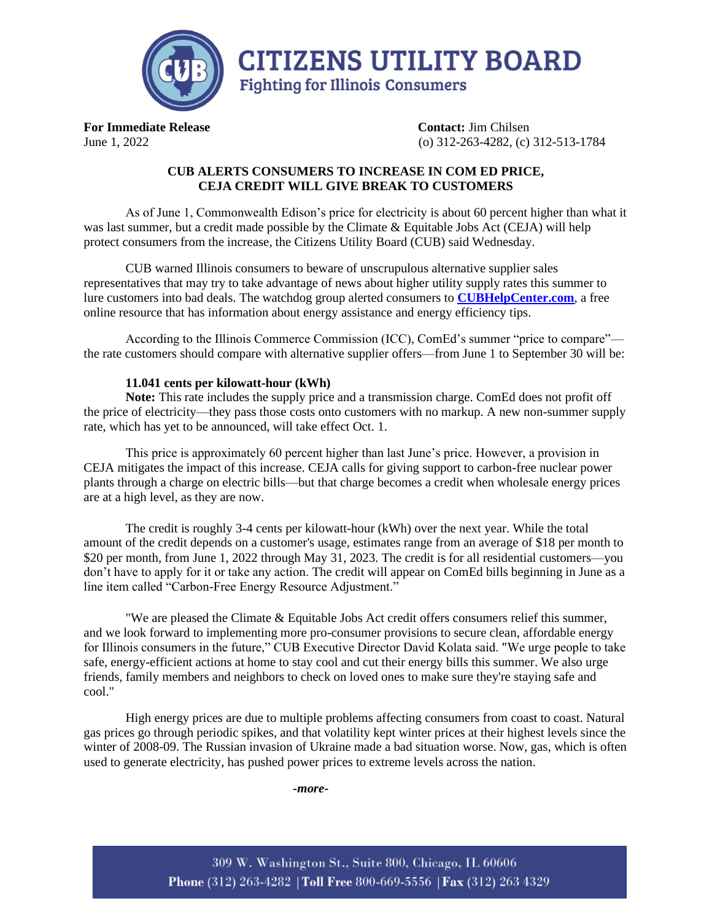# CITIZENS UTILITY BOARD

Fighting for Illinois Consumers

**For Immediate Release**
June 1, 2022

**Contact:** Jim Chilsen
(o) 312-263-4282, (c) 312-513-1784

**CUB ALERTS CONSUMERS TO INCREASE IN COM ED PRICE, CEJA CREDIT WILL GIVE BREAK TO CUSTOMERS**

As of June 1, Commonwealth Edison's price for electricity is about 60 percent higher than what it was last summer, but a credit made possible by the Climate & Equitable Jobs Act (CEJA) will help protect consumers from the increase, the Citizens Utility Board (CUB) said Wednesday.

CUB warned Illinois consumers to beware of unscrupulous alternative supplier sales representatives that may try to take advantage of news about higher utility supply rates this summer to lure customers into bad deals. The watchdog group alerted consumers to **CUBHelpCenter.com**, a free online resource that has information about energy assistance and energy efficiency tips.

According to the Illinois Commerce Commission (ICC), ComEd's summer "price to compare"—the rate customers should compare with alternative supplier offers—from June 1 to September 30 will be:

**11.041 cents per kilowatt-hour (kWh)**

**Note:** This rate includes the supply price and a transmission charge. ComEd does not profit off the price of electricity—they pass those costs onto customers with no markup. A new non-summer supply rate, which has yet to be announced, will take effect Oct. 1.

This price is approximately 60 percent higher than last June's price. However, a provision in CEJA mitigates the impact of this increase. CEJA calls for giving support to carbon-free nuclear power plants through a charge on electric bills—but that charge becomes a credit when wholesale energy prices are at a high level, as they are now.

The credit is roughly 3-4 cents per kilowatt-hour (kWh) over the next year. While the total amount of the credit depends on a customer's usage, estimates range from an average of $18 per month to $20 per month, from June 1, 2022 through May 31, 2023. The credit is for all residential customers—you don't have to apply for it or take any action. The credit will appear on ComEd bills beginning in June as a line item called "Carbon-Free Energy Resource Adjustment."

"We are pleased the Climate & Equitable Jobs Act credit offers consumers relief this summer, and we look forward to implementing more pro-consumer provisions to secure clean, affordable energy for Illinois consumers in the future," CUB Executive Director David Kolata said. "We urge people to take safe, energy-efficient actions at home to stay cool and cut their energy bills this summer. We also urge friends, family members and neighbors to check on loved ones to make sure they're staying safe and cool."

High energy prices are due to multiple problems affecting consumers from coast to coast. Natural gas prices go through periodic spikes, and that volatility kept winter prices at their highest levels since the winter of 2008-09. The Russian invasion of Ukraine made a bad situation worse. Now, gas, which is often used to generate electricity, has pushed power prices to extreme levels across the nation.

*-more-*

309 W. Washington St., Suite 800, Chicago, IL 60606
**Phone** (312) 263-4282 | **Toll Free** 800-669-5556 | **Fax** (312) 263 4329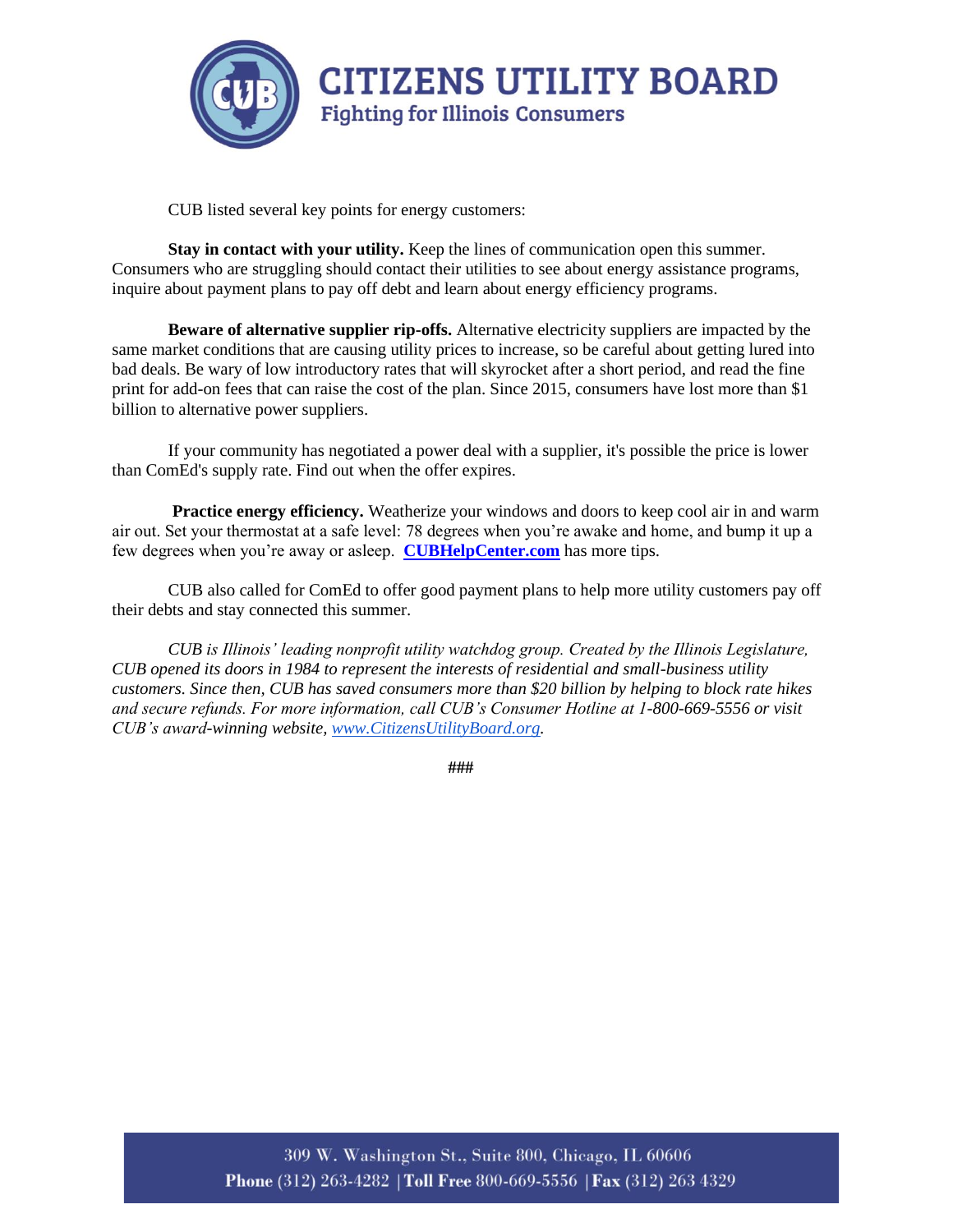CUB listed several key points for energy customers:

**Stay in contact with your utility.** Keep the lines of communication open this summer. Consumers who are struggling should contact their utilities to see about energy assistance programs, inquire about payment plans to pay off debt and learn about energy efficiency programs.

**Beware of alternative supplier rip-offs.** Alternative electricity suppliers are impacted by the same market conditions that are causing utility prices to increase, so be careful about getting lured into bad deals. Be wary of low introductory rates that will skyrocket after a short period, and read the fine print for add-on fees that can raise the cost of the plan. Since 2015, consumers have lost more than $1 billion to alternative power suppliers.

If your community has negotiated a power deal with a supplier, it's possible the price is lower than ComEd's supply rate. Find out when the offer expires.

**Practice energy efficiency.** Weatherize your windows and doors to keep cool air in and warm air out. Set your thermostat at a safe level: 78 degrees when you're awake and home, and bump it up a few degrees when you're away or asleep. **CUBHelpCenter.com** has more tips.

CUB also called for ComEd to offer good payment plans to help more utility customers pay off their debts and stay connected this summer.

*CUB is Illinois' leading nonprofit utility watchdog group. Created by the Illinois Legislature, CUB opened its doors in 1984 to represent the interests of residential and small-business utility customers. Since then, CUB has saved consumers more than $20 billion by helping to block rate hikes and secure refunds. For more information, call CUB's Consumer Hotline at 1-800-669-5556 or visit CUB's award-winning website, www.CitizensUtilityBoard.org.*

###